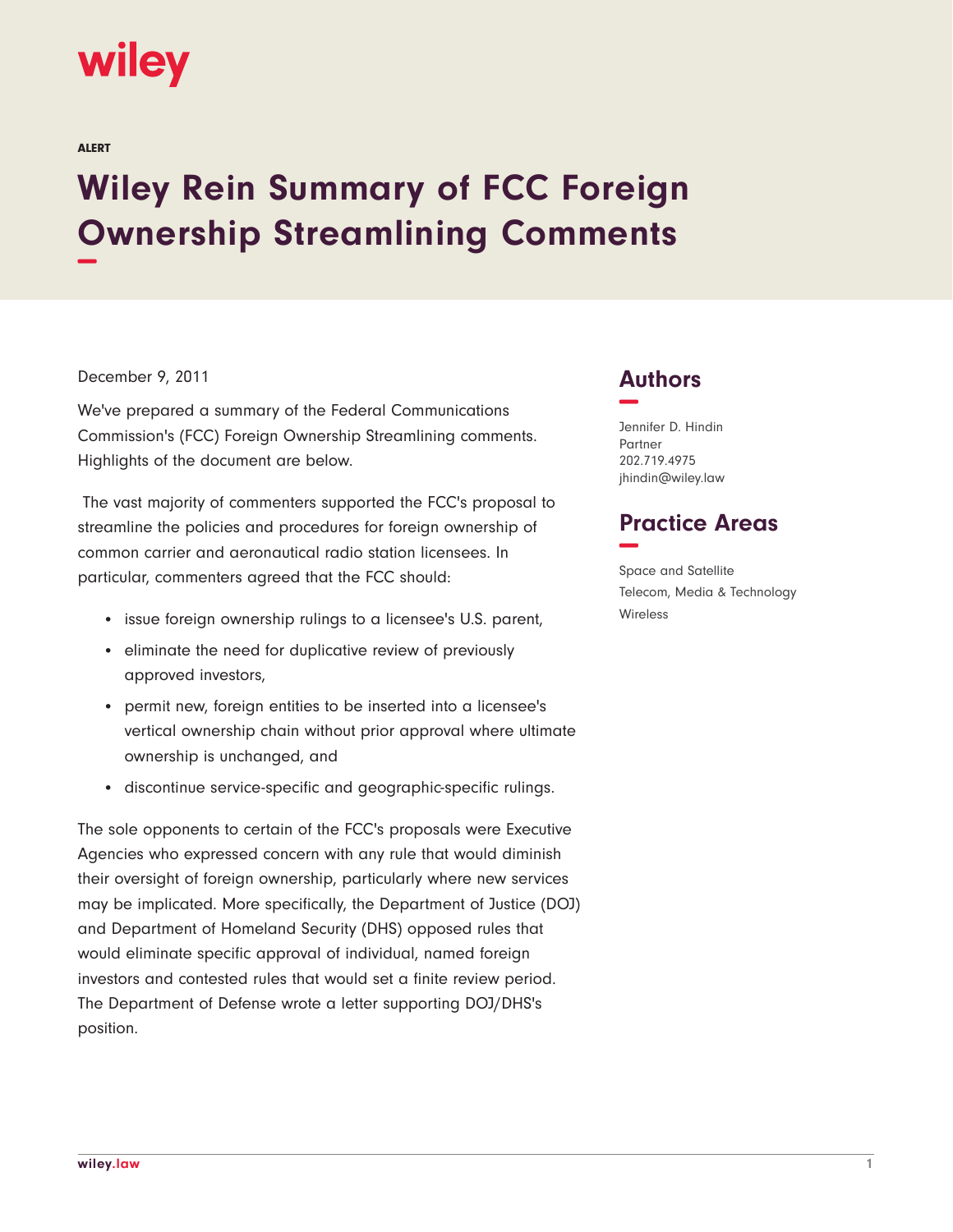wiley

ALERT

# Wiley Rein Summary of FCC Foreign Ownership Streamlining Comments

December 9, 2011

We've prepared a summary of the Federal Communications Commission's (FCC) Foreign Ownership Streamlining comments. Highlights of the document are below.

The vast majority of commenters supported the FCC's proposal to streamline the policies and procedures for foreign ownership of common carrier and aeronautical radio station licensees. In particular, commenters agreed that the FCC should:

- issue foreign ownership rulings to a licensee's U.S. parent,
- eliminate the need for duplicative review of previously approved investors,
- permit new, foreign entities to be inserted into a licensee's vertical ownership chain without prior approval where ultimate ownership is unchanged, and
- discontinue service-specific and geographic-specific rulings.

The sole opponents to certain of the FCC's proposals were Executive Agencies who expressed concern with any rule that would diminish their oversight of foreign ownership, particularly where new services may be implicated. More specifically, the Department of Justice (DOJ) and Department of Homeland Security (DHS) opposed rules that would eliminate specific approval of individual, named foreign investors and contested rules that would set a finite review period. The Department of Defense wrote a letter supporting DOJ/DHS's position.

## Authors

Jennifer D. Hindin
Partner
202.719.4975
jhindin@wiley.law

## Practice Areas

Space and Satellite
Telecom, Media & Technology
Wireless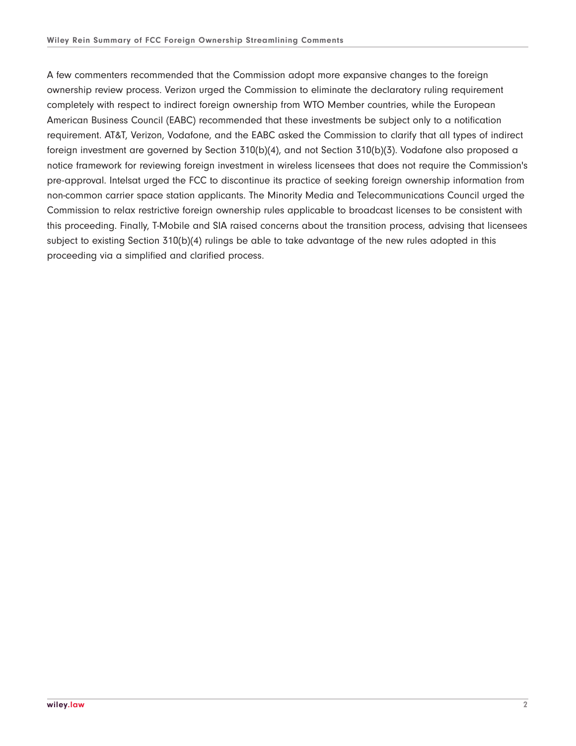A few commenters recommended that the Commission adopt more expansive changes to the foreign ownership review process. Verizon urged the Commission to eliminate the declaratory ruling requirement completely with respect to indirect foreign ownership from WTO Member countries, while the European American Business Council (EABC) recommended that these investments be subject only to a notification requirement. AT&T, Verizon, Vodafone, and the EABC asked the Commission to clarify that all types of indirect foreign investment are governed by Section 310(b)(4), and not Section 310(b)(3). Vodafone also proposed a notice framework for reviewing foreign investment in wireless licensees that does not require the Commission's pre-approval. Intelsat urged the FCC to discontinue its practice of seeking foreign ownership information from non-common carrier space station applicants. The Minority Media and Telecommunications Council urged the Commission to relax restrictive foreign ownership rules applicable to broadcast licenses to be consistent with this proceeding. Finally, T-Mobile and SIA raised concerns about the transition process, advising that licensees subject to existing Section 310(b)(4) rulings be able to take advantage of the new rules adopted in this proceeding via a simplified and clarified process.